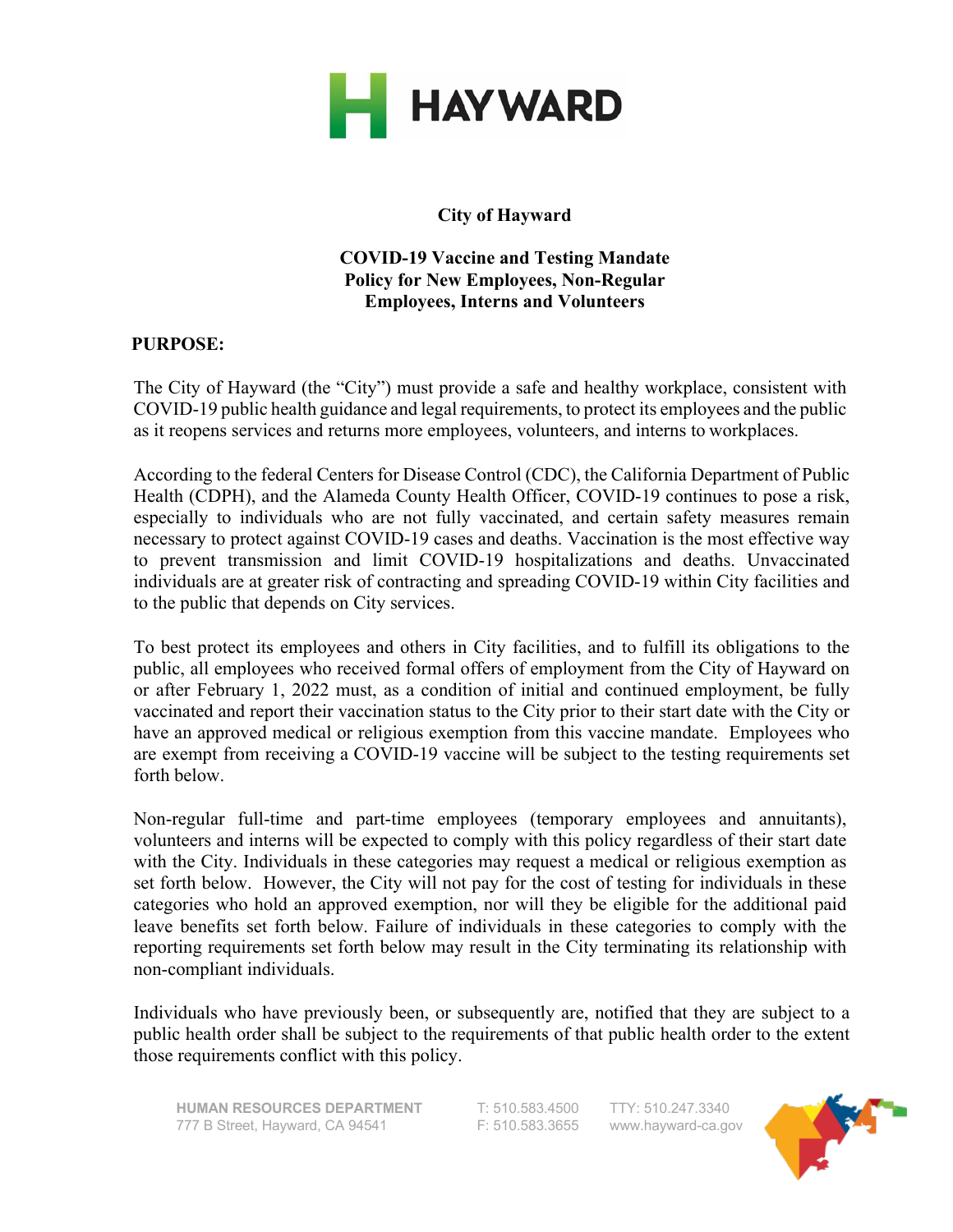# City of Hayward

## COVID-19 Vaccine and Testing Mandate Policy for New Employees, Non-Regular Employees, Interns and Volunteers

**PURPOSE:**

The City of Hayward (the "City") must provide a safe and healthy workplace, consistent with COVID-19 public health guidance and legal requirements, to protect its employees and the public as it reopens services and returns more employees, volunteers, and interns to workplaces.

According to the federal Centers for Disease Control (CDC), the California Department of Public Health (CDPH), and the Alameda County Health Officer, COVID-19 continues to pose a risk, especially to individuals who are not fully vaccinated, and certain safety measures remain necessary to protect against COVID-19 cases and deaths. Vaccination is the most effective way to prevent transmission and limit COVID-19 hospitalizations and deaths. Unvaccinated individuals are at greater risk of contracting and spreading COVID-19 within City facilities and to the public that depends on City services.

To best protect its employees and others in City facilities, and to fulfill its obligations to the public, all employees who received formal offers of employment from the City of Hayward on or after February 1, 2022 must, as a condition of initial and continued employment, be fully vaccinated and report their vaccination status to the City prior to their start date with the City or have an approved medical or religious exemption from this vaccine mandate. Employees who are exempt from receiving a COVID-19 vaccine will be subject to the testing requirements set forth below.

Non-regular full-time and part-time employees (temporary employees and annuitants), volunteers and interns will be expected to comply with this policy regardless of their start date with the City. Individuals in these categories may request a medical or religious exemption as set forth below. However, the City will not pay for the cost of testing for individuals in these categories who hold an approved exemption, nor will they be eligible for the additional paid leave benefits set forth below. Failure of individuals in these categories to comply with the reporting requirements set forth below may result in the City terminating its relationship with non-compliant individuals.

Individuals who have previously been, or subsequently are, notified that they are subject to a public health order shall be subject to the requirements of that public health order to the extent those requirements conflict with this policy.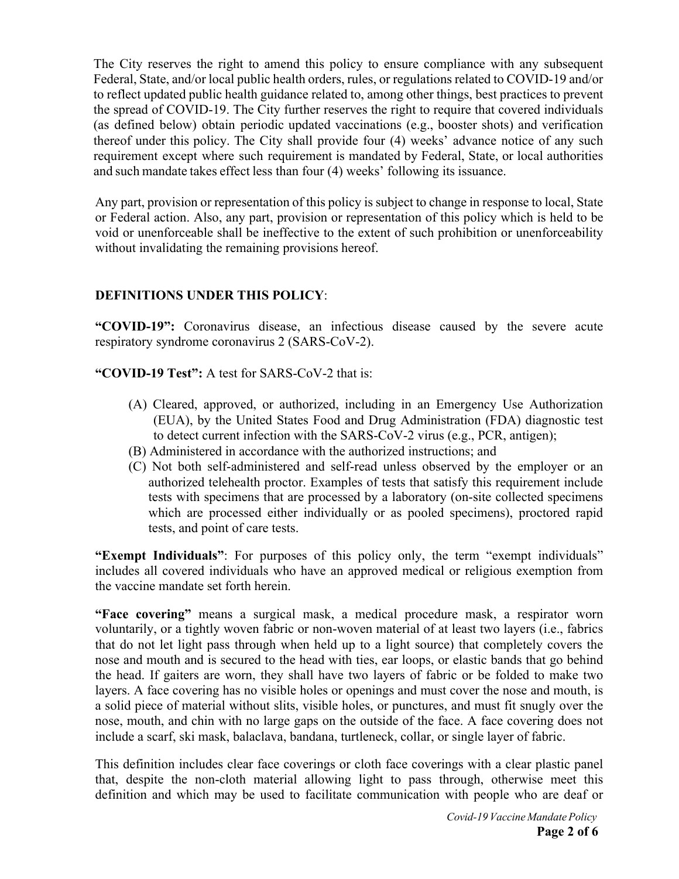The City reserves the right to amend this policy to ensure compliance with any subsequent Federal, State, and/or local public health orders, rules, or regulations related to COVID-19 and/or to reflect updated public health guidance related to, among other things, best practices to prevent the spread of COVID-19. The City further reserves the right to require that covered individuals (as defined below) obtain periodic updated vaccinations (e.g., booster shots) and verification thereof under this policy. The City shall provide four (4) weeks' advance notice of any such requirement except where such requirement is mandated by Federal, State, or local authorities and such mandate takes effect less than four (4) weeks' following its issuance.

Any part, provision or representation of this policy is subject to change in response to local, State or Federal action. Also, any part, provision or representation of this policy which is held to be void or unenforceable shall be ineffective to the extent of such prohibition or unenforceability without invalidating the remaining provisions hereof.

**DEFINITIONS UNDER THIS POLICY**:

**"COVID-19":** Coronavirus disease, an infectious disease caused by the severe acute respiratory syndrome coronavirus 2 (SARS-CoV-2).

**"COVID-19 Test":** A test for SARS-CoV-2 that is:

(A) Cleared, approved, or authorized, including in an Emergency Use Authorization (EUA), by the United States Food and Drug Administration (FDA) diagnostic test to detect current infection with the SARS-CoV-2 virus (e.g., PCR, antigen);
(B) Administered in accordance with the authorized instructions; and
(C) Not both self-administered and self-read unless observed by the employer or an authorized telehealth proctor. Examples of tests that satisfy this requirement include tests with specimens that are processed by a laboratory (on-site collected specimens which are processed either individually or as pooled specimens), proctored rapid tests, and point of care tests.

**"Exempt Individuals"**: For purposes of this policy only, the term "exempt individuals" includes all covered individuals who have an approved medical or religious exemption from the vaccine mandate set forth herein.

**"Face covering"** means a surgical mask, a medical procedure mask, a respirator worn voluntarily, or a tightly woven fabric or non-woven material of at least two layers (i.e., fabrics that do not let light pass through when held up to a light source) that completely covers the nose and mouth and is secured to the head with ties, ear loops, or elastic bands that go behind the head. If gaiters are worn, they shall have two layers of fabric or be folded to make two layers. A face covering has no visible holes or openings and must cover the nose and mouth, is a solid piece of material without slits, visible holes, or punctures, and must fit snugly over the nose, mouth, and chin with no large gaps on the outside of the face. A face covering does not include a scarf, ski mask, balaclava, bandana, turtleneck, collar, or single layer of fabric.

This definition includes clear face coverings or cloth face coverings with a clear plastic panel that, despite the non-cloth material allowing light to pass through, otherwise meet this definition and which may be used to facilitate communication with people who are deaf or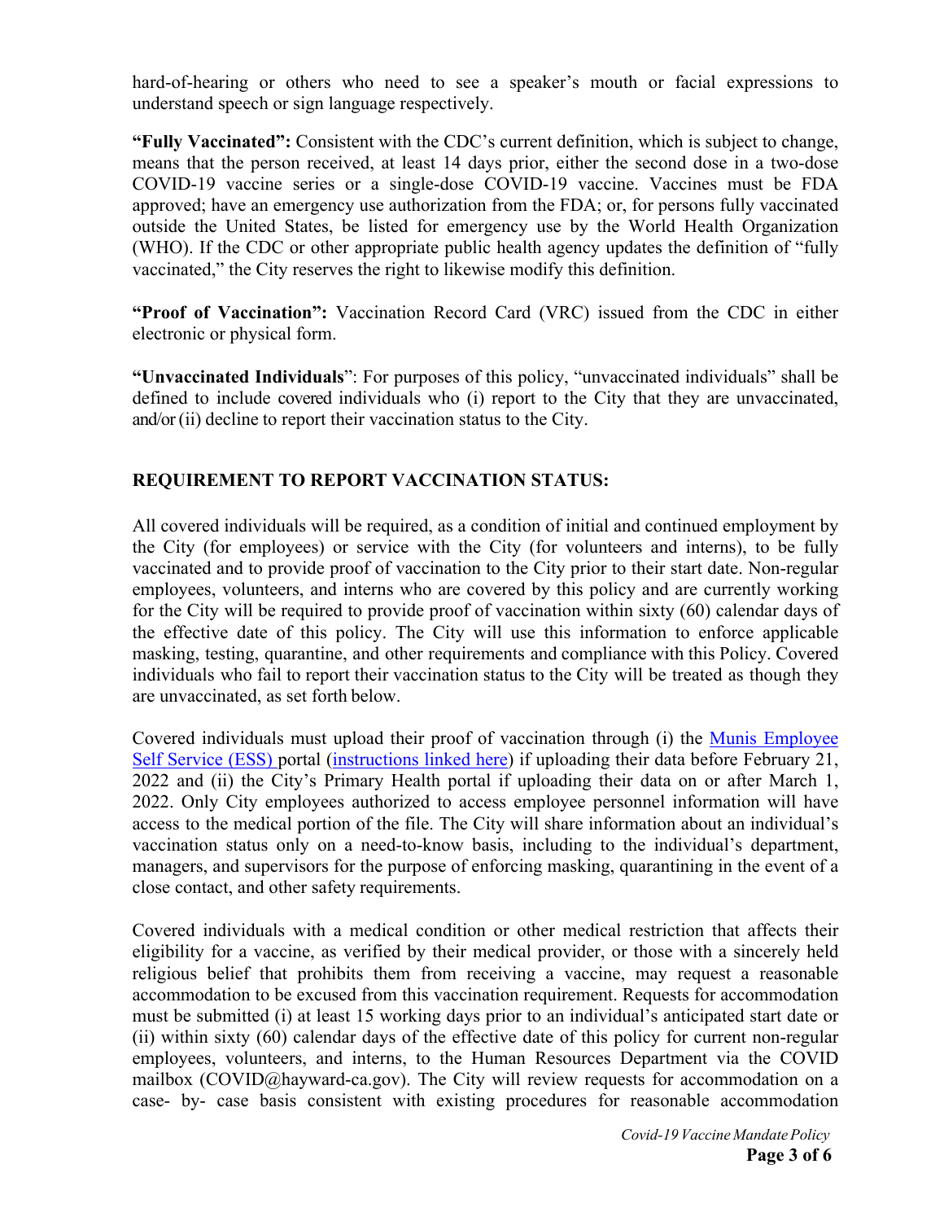hard-of-hearing or others who need to see a speaker's mouth or facial expressions to understand speech or sign language respectively.

**"Fully Vaccinated":** Consistent with the CDC's current definition, which is subject to change, means that the person received, at least 14 days prior, either the second dose in a two-dose COVID-19 vaccine series or a single-dose COVID-19 vaccine. Vaccines must be FDA approved; have an emergency use authorization from the FDA; or, for persons fully vaccinated outside the United States, be listed for emergency use by the World Health Organization (WHO). If the CDC or other appropriate public health agency updates the definition of "fully vaccinated," the City reserves the right to likewise modify this definition.

**"Proof of Vaccination":** Vaccination Record Card (VRC) issued from the CDC in either electronic or physical form.

**"Unvaccinated Individuals"**: For purposes of this policy, "unvaccinated individuals" shall be defined to include covered individuals who (i) report to the City that they are unvaccinated, and/or (ii) decline to report their vaccination status to the City.

## REQUIREMENT TO REPORT VACCINATION STATUS:

All covered individuals will be required, as a condition of initial and continued employment by the City (for employees) or service with the City (for volunteers and interns), to be fully vaccinated and to provide proof of vaccination to the City prior to their start date. Non-regular employees, volunteers, and interns who are covered by this policy and are currently working for the City will be required to provide proof of vaccination within sixty (60) calendar days of the effective date of this policy. The City will use this information to enforce applicable masking, testing, quarantine, and other requirements and compliance with this Policy. Covered individuals who fail to report their vaccination status to the City will be treated as though they are unvaccinated, as set forth below.

Covered individuals must upload their proof of vaccination through (i) the Munis Employee Self Service (ESS) portal (instructions linked here) if uploading their data before February 21, 2022 and (ii) the City's Primary Health portal if uploading their data on or after March 1, 2022. Only City employees authorized to access employee personnel information will have access to the medical portion of the file. The City will share information about an individual's vaccination status only on a need-to-know basis, including to the individual's department, managers, and supervisors for the purpose of enforcing masking, quarantining in the event of a close contact, and other safety requirements.

Covered individuals with a medical condition or other medical restriction that affects their eligibility for a vaccine, as verified by their medical provider, or those with a sincerely held religious belief that prohibits them from receiving a vaccine, may request a reasonable accommodation to be excused from this vaccination requirement. Requests for accommodation must be submitted (i) at least 15 working days prior to an individual's anticipated start date or (ii) within sixty (60) calendar days of the effective date of this policy for current non-regular employees, volunteers, and interns, to the Human Resources Department via the COVID mailbox (COVID@hayward-ca.gov). The City will review requests for accommodation on a case- by- case basis consistent with existing procedures for reasonable accommodation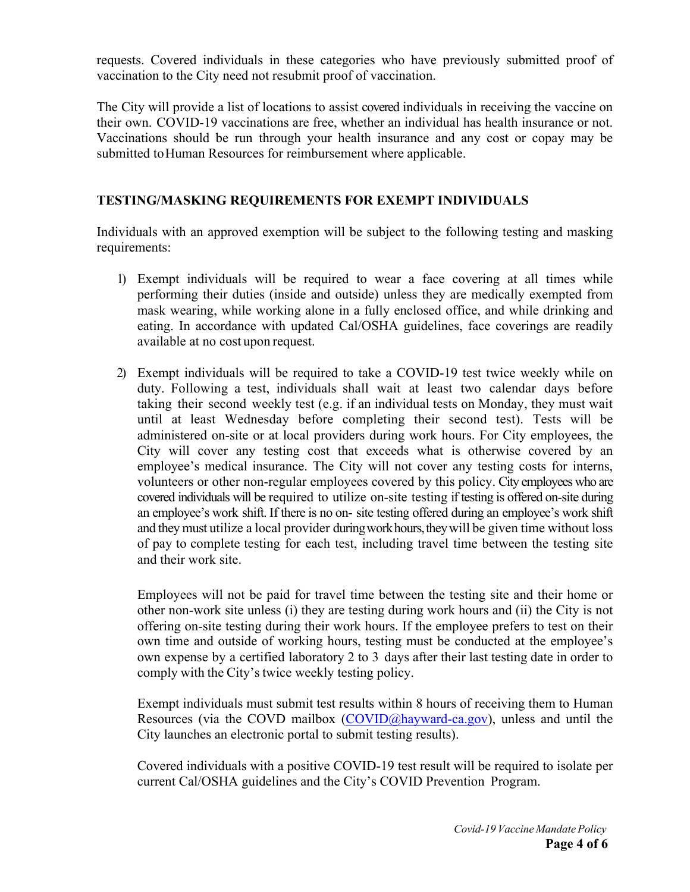requests. Covered individuals in these categories who have previously submitted proof of vaccination to the City need not resubmit proof of vaccination.

The City will provide a list of locations to assist covered individuals in receiving the vaccine on their own. COVID-19 vaccinations are free, whether an individual has health insurance or not. Vaccinations should be run through your health insurance and any cost or copay may be submitted to Human Resources for reimbursement where applicable.

## TESTING/MASKING REQUIREMENTS FOR EXEMPT INDIVIDUALS

Individuals with an approved exemption will be subject to the following testing and masking requirements:

1) Exempt individuals will be required to wear a face covering at all times while performing their duties (inside and outside) unless they are medically exempted from mask wearing, while working alone in a fully enclosed office, and while drinking and eating. In accordance with updated Cal/OSHA guidelines, face coverings are readily available at no cost upon request.

2) Exempt individuals will be required to take a COVID-19 test twice weekly while on duty. Following a test, individuals shall wait at least two calendar days before taking their second weekly test (e.g. if an individual tests on Monday, they must wait until at least Wednesday before completing their second test). Tests will be administered on-site or at local providers during work hours. For City employees, the City will cover any testing cost that exceeds what is otherwise covered by an employee's medical insurance. The City will not cover any testing costs for interns, volunteers or other non-regular employees covered by this policy. City employees who are covered individuals will be required to utilize on-site testing if testing is offered on-site during an employee's work shift. If there is no on- site testing offered during an employee's work shift and they must utilize a local provider during work hours, they will be given time without loss of pay to complete testing for each test, including travel time between the testing site and their work site.

   Employees will not be paid for travel time between the testing site and their home or other non-work site unless (i) they are testing during work hours and (ii) the City is not offering on-site testing during their work hours. If the employee prefers to test on their own time and outside of working hours, testing must be conducted at the employee's own expense by a certified laboratory 2 to 3 days after their last testing date in order to comply with the City's twice weekly testing policy.

   Exempt individuals must submit test results within 8 hours of receiving them to Human Resources (via the COVD mailbox (COVID@hayward-ca.gov), unless and until the City launches an electronic portal to submit testing results).

   Covered individuals with a positive COVID-19 test result will be required to isolate per current Cal/OSHA guidelines and the City's COVID Prevention Program.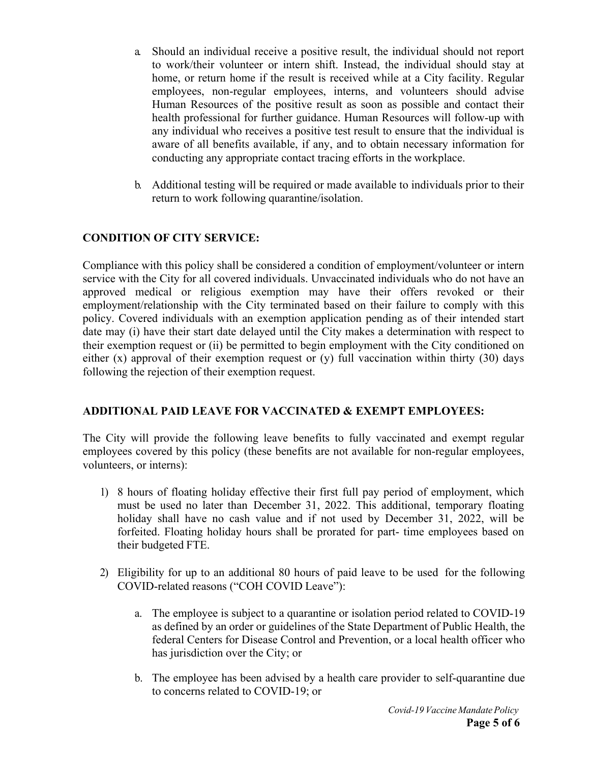a. Should an individual receive a positive result, the individual should not report to work/their volunteer or intern shift. Instead, the individual should stay at home, or return home if the result is received while at a City facility. Regular employees, non-regular employees, interns, and volunteers should advise Human Resources of the positive result as soon as possible and contact their health professional for further guidance. Human Resources will follow-up with any individual who receives a positive test result to ensure that the individual is aware of all benefits available, if any, and to obtain necessary information for conducting any appropriate contact tracing efforts in the workplace.

b. Additional testing will be required or made available to individuals prior to their return to work following quarantine/isolation.

## CONDITION OF CITY SERVICE:

Compliance with this policy shall be considered a condition of employment/volunteer or intern service with the City for all covered individuals. Unvaccinated individuals who do not have an approved medical or religious exemption may have their offers revoked or their employment/relationship with the City terminated based on their failure to comply with this policy. Covered individuals with an exemption application pending as of their intended start date may (i) have their start date delayed until the City makes a determination with respect to their exemption request or (ii) be permitted to begin employment with the City conditioned on either (x) approval of their exemption request or (y) full vaccination within thirty (30) days following the rejection of their exemption request.

## ADDITIONAL PAID LEAVE FOR VACCINATED & EXEMPT EMPLOYEES:

The City will provide the following leave benefits to fully vaccinated and exempt regular employees covered by this policy (these benefits are not available for non-regular employees, volunteers, or interns):

1) 8 hours of floating holiday effective their first full pay period of employment, which must be used no later than December 31, 2022. This additional, temporary floating holiday shall have no cash value and if not used by December 31, 2022, will be forfeited. Floating holiday hours shall be prorated for part- time employees based on their budgeted FTE.

2) Eligibility for up to an additional 80 hours of paid leave to be used for the following COVID-related reasons ("COH COVID Leave"):

   a. The employee is subject to a quarantine or isolation period related to COVID-19 as defined by an order or guidelines of the State Department of Public Health, the federal Centers for Disease Control and Prevention, or a local health officer who has jurisdiction over the City; or

   b. The employee has been advised by a health care provider to self-quarantine due to concerns related to COVID-19; or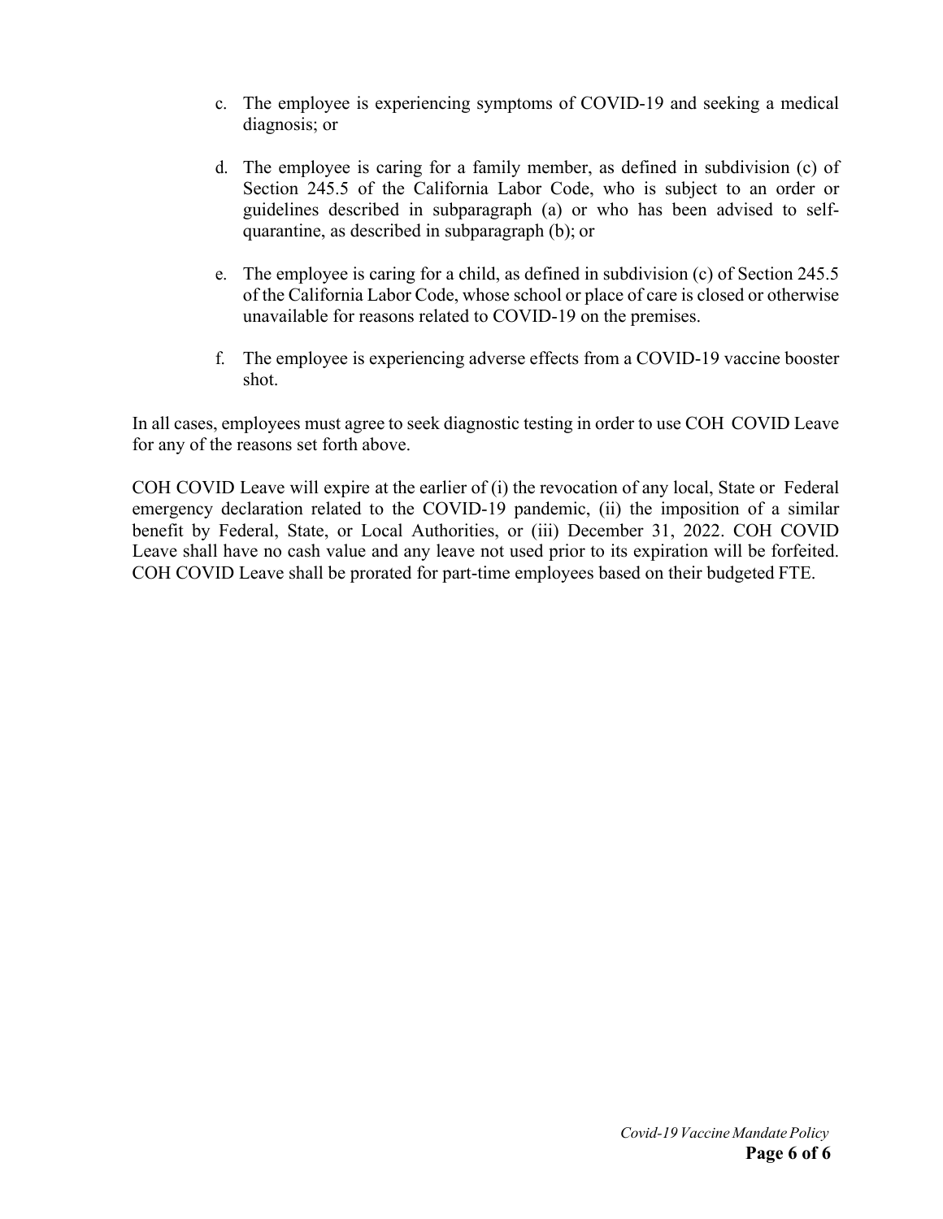c. The employee is experiencing symptoms of COVID-19 and seeking a medical diagnosis; or

d. The employee is caring for a family member, as defined in subdivision (c) of Section 245.5 of the California Labor Code, who is subject to an order or guidelines described in subparagraph (a) or who has been advised to self-quarantine, as described in subparagraph (b); or

e. The employee is caring for a child, as defined in subdivision (c) of Section 245.5 of the California Labor Code, whose school or place of care is closed or otherwise unavailable for reasons related to COVID-19 on the premises.

f. The employee is experiencing adverse effects from a COVID-19 vaccine booster shot.

In all cases, employees must agree to seek diagnostic testing in order to use COH COVID Leave for any of the reasons set forth above.

COH COVID Leave will expire at the earlier of (i) the revocation of any local, State or Federal emergency declaration related to the COVID-19 pandemic, (ii) the imposition of a similar benefit by Federal, State, or Local Authorities, or (iii) December 31, 2022. COH COVID Leave shall have no cash value and any leave not used prior to its expiration will be forfeited. COH COVID Leave shall be prorated for part-time employees based on their budgeted FTE.